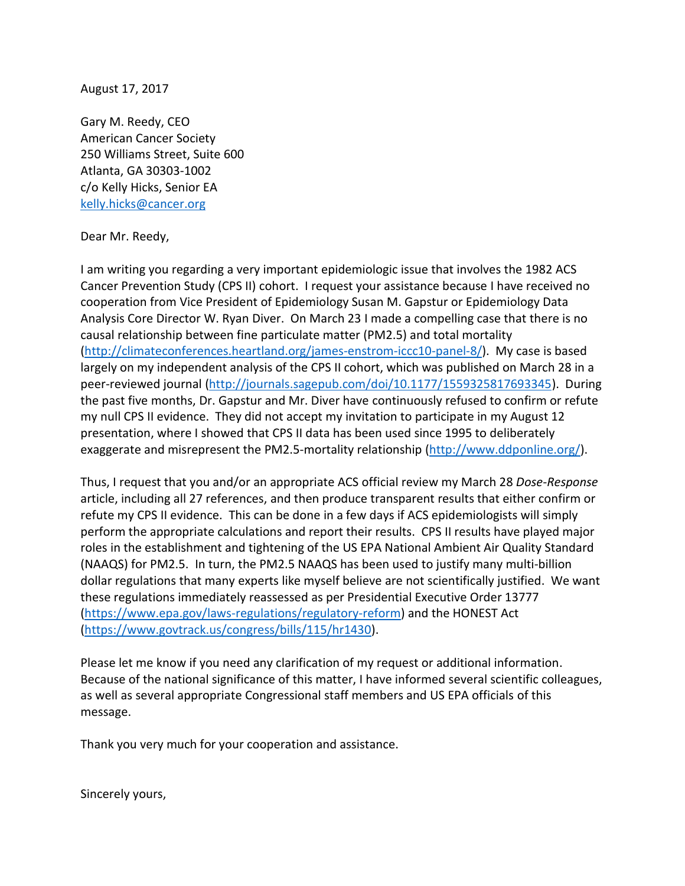August 17, 2017

Gary M. Reedy, CEO
American Cancer Society
250 Williams Street, Suite 600
Atlanta, GA 30303-1002
c/o Kelly Hicks, Senior EA
kelly.hicks@cancer.org

Dear Mr. Reedy,

I am writing you regarding a very important epidemiologic issue that involves the 1982 ACS Cancer Prevention Study (CPS II) cohort. I request your assistance because I have received no cooperation from Vice President of Epidemiology Susan M. Gapstur or Epidemiology Data Analysis Core Director W. Ryan Diver. On March 23 I made a compelling case that there is no causal relationship between fine particulate matter (PM2.5) and total mortality (http://climateconferences.heartland.org/james-enstrom-iccc10-panel-8/). My case is based largely on my independent analysis of the CPS II cohort, which was published on March 28 in a peer-reviewed journal (http://journals.sagepub.com/doi/10.1177/1559325817693345). During the past five months, Dr. Gapstur and Mr. Diver have continuously refused to confirm or refute my null CPS II evidence. They did not accept my invitation to participate in my August 12 presentation, where I showed that CPS II data has been used since 1995 to deliberately exaggerate and misrepresent the PM2.5-mortality relationship (http://www.ddponline.org/).

Thus, I request that you and/or an appropriate ACS official review my March 28 *Dose-Response* article, including all 27 references, and then produce transparent results that either confirm or refute my CPS II evidence. This can be done in a few days if ACS epidemiologists will simply perform the appropriate calculations and report their results. CPS II results have played major roles in the establishment and tightening of the US EPA National Ambient Air Quality Standard (NAAQS) for PM2.5. In turn, the PM2.5 NAAQS has been used to justify many multi-billion dollar regulations that many experts like myself believe are not scientifically justified. We want these regulations immediately reassessed as per Presidential Executive Order 13777 (https://www.epa.gov/laws-regulations/regulatory-reform) and the HONEST Act (https://www.govtrack.us/congress/bills/115/hr1430).

Please let me know if you need any clarification of my request or additional information. Because of the national significance of this matter, I have informed several scientific colleagues, as well as several appropriate Congressional staff members and US EPA officials of this message.

Thank you very much for your cooperation and assistance.

Sincerely yours,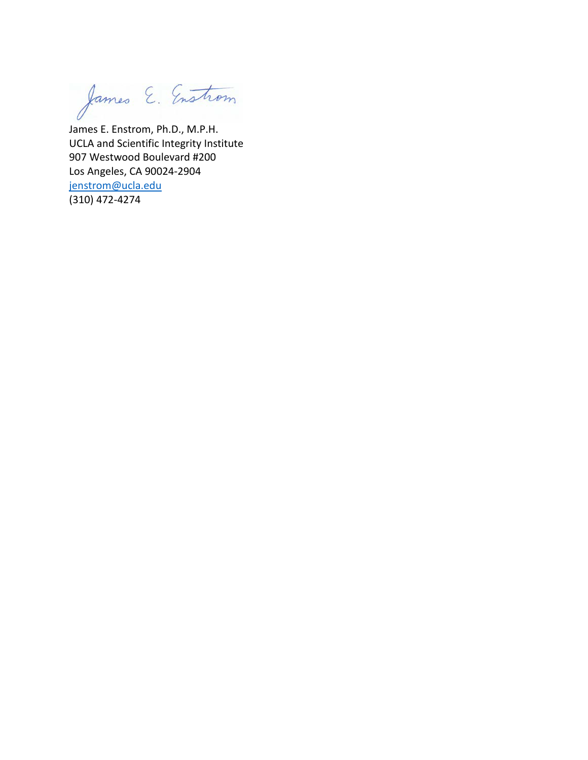James E. Enstrom

James E. Enstrom, Ph.D., M.P.H.
UCLA and Scientific Integrity Institute
907 Westwood Boulevard #200
Los Angeles, CA 90024-2904
jenstrom@ucla.edu
(310) 472-4274